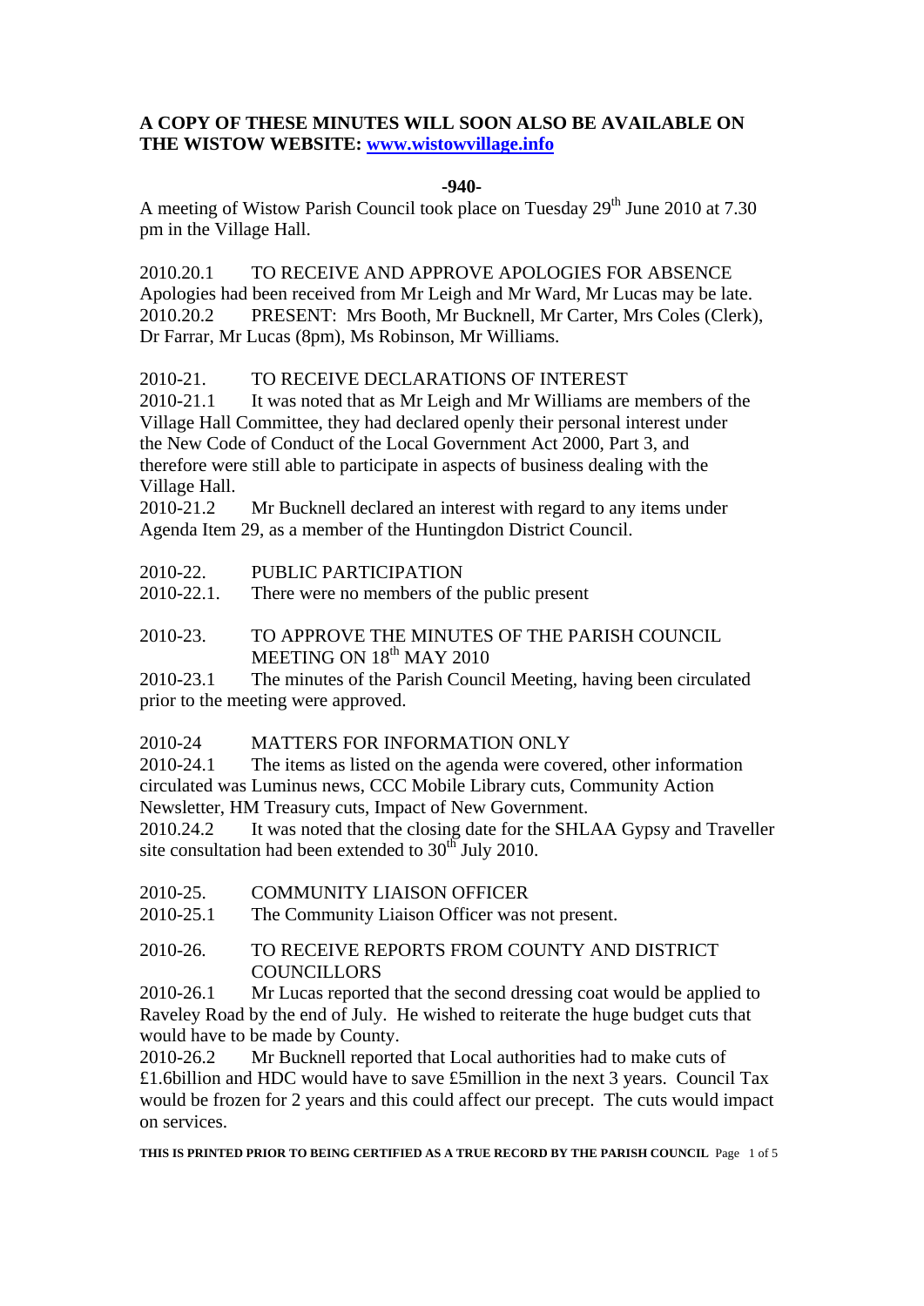**A COPY OF THESE MINUTES WILL SOON ALSO BE AVAILABLE ON THE WISTOW WEBSITE: [www.wistowvillage.info](http://www.wistowvillage.info)**

**-940-**

A meeting of Wistow Parish Council took place on Tuesday 29th June 2010 at 7.30 pm in the Village Hall.

2010.20.1 TO RECEIVE AND APPROVE APOLOGIES FOR ABSENCE
Apologies had been received from Mr Leigh and Mr Ward, Mr Lucas may be late.
2010.20.2 PRESENT: Mrs Booth, Mr Bucknell, Mr Carter, Mrs Coles (Clerk), Dr Farrar, Mr Lucas (8pm), Ms Robinson, Mr Williams.

2010-21. TO RECEIVE DECLARATIONS OF INTEREST
2010-21.1 It was noted that as Mr Leigh and Mr Williams are members of the Village Hall Committee, they had declared openly their personal interest under the New Code of Conduct of the Local Government Act 2000, Part 3, and therefore were still able to participate in aspects of business dealing with the Village Hall.
2010-21.2 Mr Bucknell declared an interest with regard to any items under Agenda Item 29, as a member of the Huntingdon District Council.

2010-22. PUBLIC PARTICIPATION
2010-22.1. There were no members of the public present

2010-23. TO APPROVE THE MINUTES OF THE PARISH COUNCIL MEETING ON 18th MAY 2010
2010-23.1 The minutes of the Parish Council Meeting, having been circulated prior to the meeting were approved.

2010-24 MATTERS FOR INFORMATION ONLY
2010-24.1 The items as listed on the agenda were covered, other information circulated was Luminus news, CCC Mobile Library cuts, Community Action Newsletter, HM Treasury cuts, Impact of New Government.
2010.24.2 It was noted that the closing date for the SHLAA Gypsy and Traveller site consultation had been extended to 30th July 2010.

2010-25. COMMUNITY LIAISON OFFICER
2010-25.1 The Community Liaison Officer was not present.

2010-26. TO RECEIVE REPORTS FROM COUNTY AND DISTRICT COUNCILLORS
2010-26.1 Mr Lucas reported that the second dressing coat would be applied to Raveley Road by the end of July. He wished to reiterate the huge budget cuts that would have to be made by County.
2010-26.2 Mr Bucknell reported that Local authorities had to make cuts of £1.6billion and HDC would have to save £5million in the next 3 years. Council Tax would be frozen for 2 years and this could affect our precept. The cuts would impact on services.

**THIS IS PRINTED PRIOR TO BEING CERTIFIED AS A TRUE RECORD BY THE PARISH COUNCIL**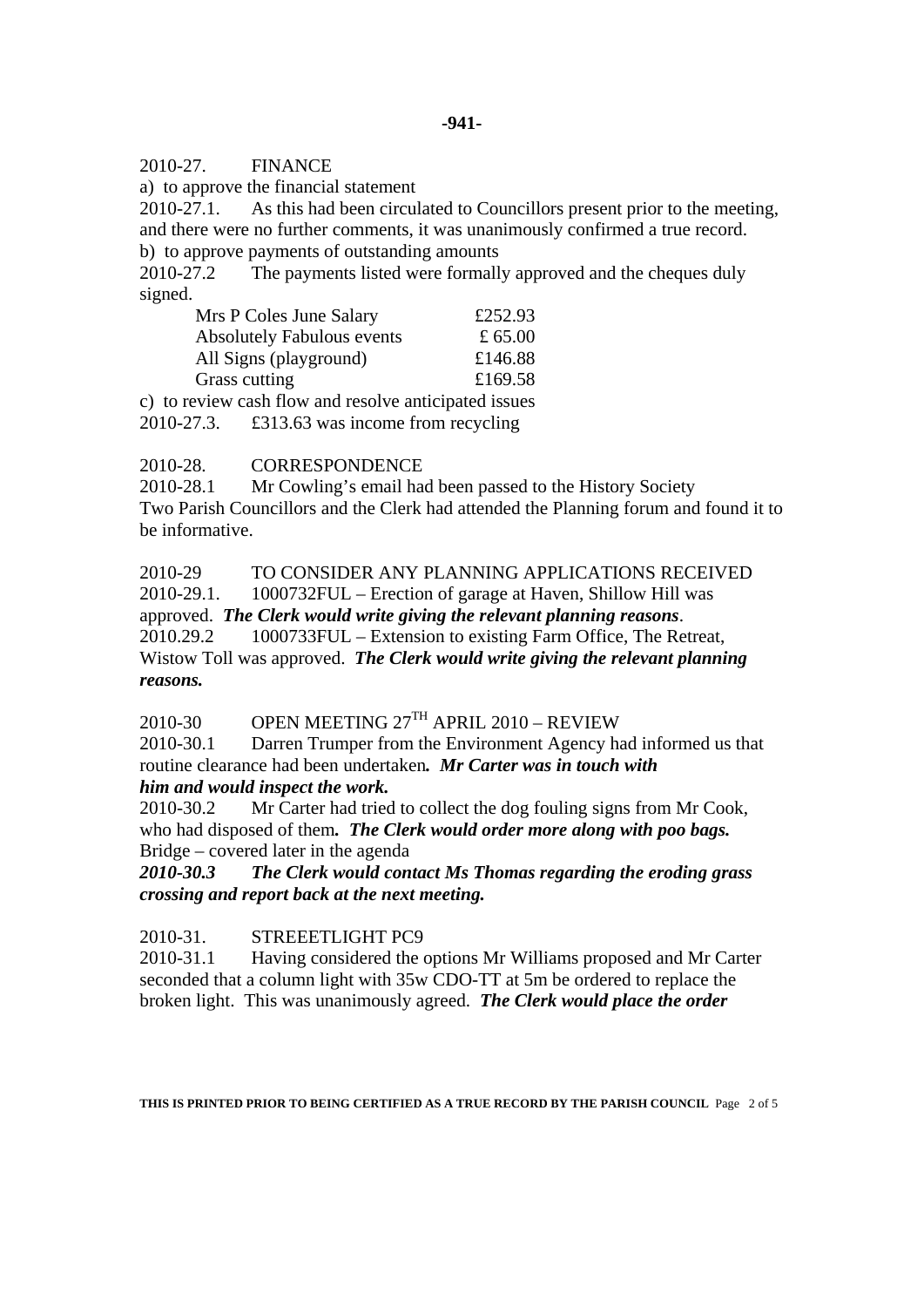**-941-**

2010-27. FINANCE

a) to approve the financial statement

2010-27.1. As this had been circulated to Councillors present prior to the meeting, and there were no further comments, it was unanimously confirmed a true record.

b) to approve payments of outstanding amounts

2010-27.2 The payments listed were formally approved and the cheques duly signed.

| | |
|---|---|
| Mrs P Coles June Salary | £252.93 |
| Absolutely Fabulous events | £ 65.00 |
| All Signs (playground) | £146.88 |
| Grass cutting | £169.58 |

c) to review cash flow and resolve anticipated issues

2010-27.3. £313.63 was income from recycling

2010-28. CORRESPONDENCE

2010-28.1 Mr Cowling's email had been passed to the History Society

Two Parish Councillors and the Clerk had attended the Planning forum and found it to be informative.

2010-29 TO CONSIDER ANY PLANNING APPLICATIONS RECEIVED

2010-29.1. 1000732FUL – Erection of garage at Haven, Shillow Hill was approved. ***The Clerk would write giving the relevant planning reasons***.

2010.29.2 1000733FUL – Extension to existing Farm Office, The Retreat, Wistow Toll was approved. ***The Clerk would write giving the relevant planning reasons.***

2010-30 OPEN MEETING 27TH APRIL 2010 – REVIEW

2010-30.1 Darren Trumper from the Environment Agency had informed us that routine clearance had been undertaken***. Mr Carter was in touch with him and would inspect the work.***

2010-30.2 Mr Carter had tried to collect the dog fouling signs from Mr Cook, who had disposed of them***. The Clerk would order more along with poo bags.***

Bridge – covered later in the agenda

***2010-30.3 The Clerk would contact Ms Thomas regarding the eroding grass crossing and report back at the next meeting.***

2010-31. STREEETLIGHT PC9

2010-31.1 Having considered the options Mr Williams proposed and Mr Carter seconded that a column light with 35w CDO-TT at 5m be ordered to replace the broken light. This was unanimously agreed. ***The Clerk would place the order***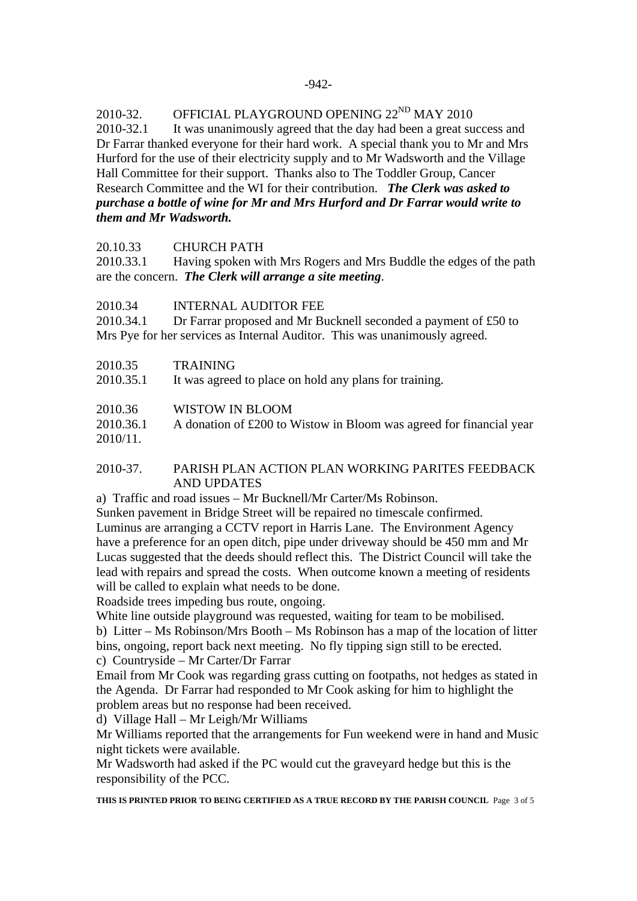-942-

2010-32. OFFICIAL PLAYGROUND OPENING 22ND MAY 2010

2010-32.1 It was unanimously agreed that the day had been a great success and Dr Farrar thanked everyone for their hard work. A special thank you to Mr and Mrs Hurford for the use of their electricity supply and to Mr Wadsworth and the Village Hall Committee for their support. Thanks also to The Toddler Group, Cancer Research Committee and the WI for their contribution. ***The Clerk was asked to purchase a bottle of wine for Mr and Mrs Hurford and Dr Farrar would write to them and Mr Wadsworth.***

20.10.33 CHURCH PATH

2010.33.1 Having spoken with Mrs Rogers and Mrs Buddle the edges of the path are the concern. ***The Clerk will arrange a site meeting***.

2010.34 INTERNAL AUDITOR FEE

2010.34.1 Dr Farrar proposed and Mr Bucknell seconded a payment of £50 to Mrs Pye for her services as Internal Auditor. This was unanimously agreed.

2010.35 TRAINING

2010.35.1 It was agreed to place on hold any plans for training.

2010.36 WISTOW IN BLOOM

2010.36.1 A donation of £200 to Wistow in Bloom was agreed for financial year 2010/11.

2010-37. PARISH PLAN ACTION PLAN WORKING PARITES FEEDBACK AND UPDATES

a) Traffic and road issues – Mr Bucknell/Mr Carter/Ms Robinson.

Sunken pavement in Bridge Street will be repaired no timescale confirmed.

Luminus are arranging a CCTV report in Harris Lane. The Environment Agency have a preference for an open ditch, pipe under driveway should be 450 mm and Mr Lucas suggested that the deeds should reflect this. The District Council will take the lead with repairs and spread the costs. When outcome known a meeting of residents will be called to explain what needs to be done.

Roadside trees impeding bus route, ongoing.

White line outside playground was requested, waiting for team to be mobilised.

b) Litter – Ms Robinson/Mrs Booth – Ms Robinson has a map of the location of litter bins, ongoing, report back next meeting. No fly tipping sign still to be erected.

c) Countryside – Mr Carter/Dr Farrar

Email from Mr Cook was regarding grass cutting on footpaths, not hedges as stated in the Agenda. Dr Farrar had responded to Mr Cook asking for him to highlight the problem areas but no response had been received.

d) Village Hall – Mr Leigh/Mr Williams

Mr Williams reported that the arrangements for Fun weekend were in hand and Music night tickets were available.

Mr Wadsworth had asked if the PC would cut the graveyard hedge but this is the responsibility of the PCC.

**THIS IS PRINTED PRIOR TO BEING CERTIFIED AS A TRUE RECORD BY THE PARISH COUNCIL**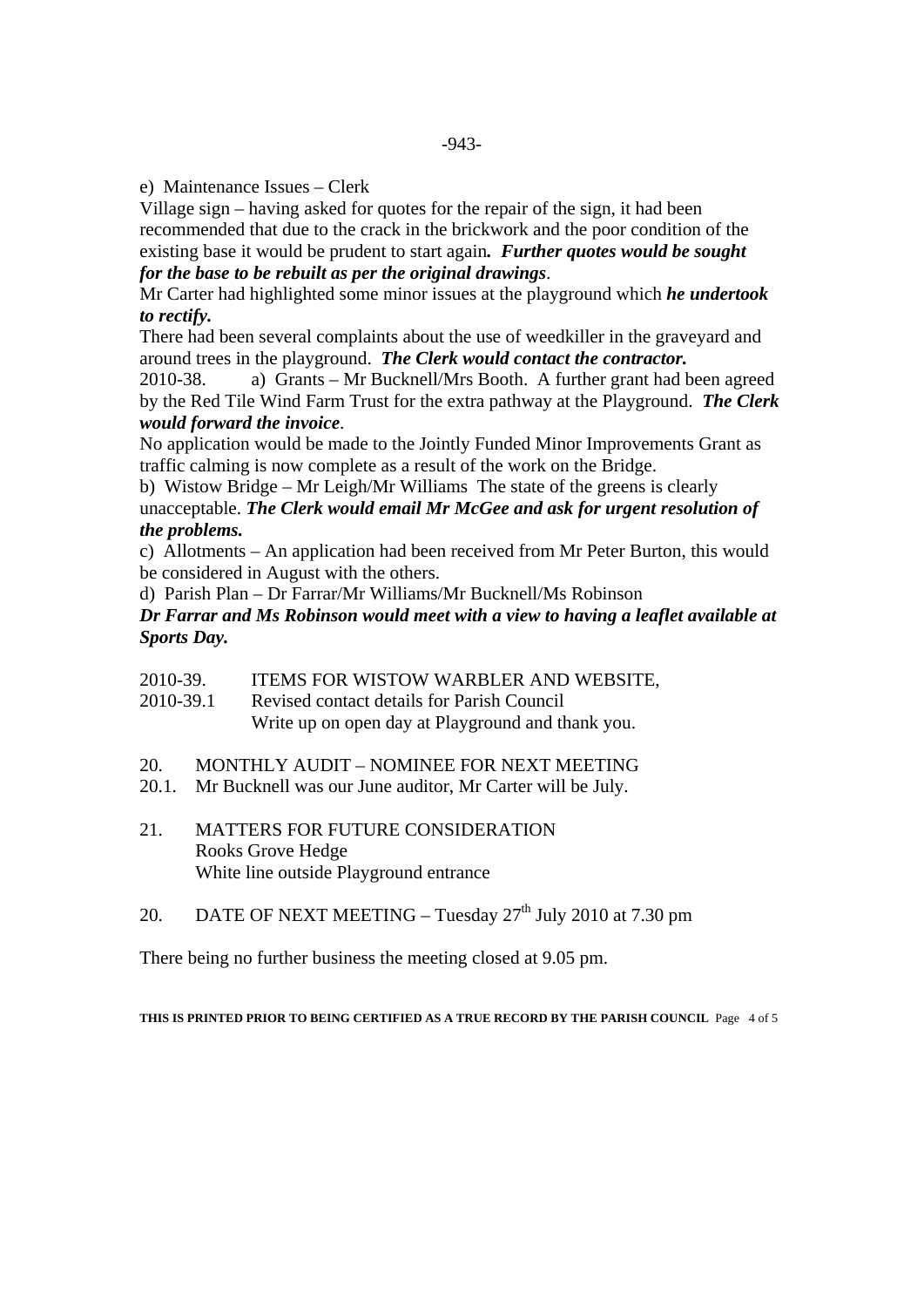e) Maintenance Issues – Clerk

Village sign – having asked for quotes for the repair of the sign, it had been recommended that due to the crack in the brickwork and the poor condition of the existing base it would be prudent to start again***.*** ***Further quotes would be sought for the base to be rebuilt as per the original drawings***.

Mr Carter had highlighted some minor issues at the playground which ***he undertook to rectify.***

There had been several complaints about the use of weedkiller in the graveyard and around trees in the playground. ***The Clerk would contact the contractor.***

2010-38. a) Grants – Mr Bucknell/Mrs Booth. A further grant had been agreed by the Red Tile Wind Farm Trust for the extra pathway at the Playground. ***The Clerk would forward the invoice***.

No application would be made to the Jointly Funded Minor Improvements Grant as traffic calming is now complete as a result of the work on the Bridge.

b) Wistow Bridge – Mr Leigh/Mr Williams The state of the greens is clearly unacceptable. ***The Clerk would email Mr McGee and ask for urgent resolution of the problems.***

c) Allotments – An application had been received from Mr Peter Burton, this would be considered in August with the others.

d) Parish Plan – Dr Farrar/Mr Williams/Mr Bucknell/Ms Robinson

***Dr Farrar and Ms Robinson would meet with a view to having a leaflet available at Sports Day.***

2010-39. ITEMS FOR WISTOW WARBLER AND WEBSITE,

2010-39.1 Revised contact details for Parish Council
Write up on open day at Playground and thank you.

20. MONTHLY AUDIT – NOMINEE FOR NEXT MEETING

20.1. Mr Bucknell was our June auditor, Mr Carter will be July.

21. MATTERS FOR FUTURE CONSIDERATION
Rooks Grove Hedge
White line outside Playground entrance

20. DATE OF NEXT MEETING – Tuesday 27th July 2010 at 7.30 pm

There being no further business the meeting closed at 9.05 pm.

**THIS IS PRINTED PRIOR TO BEING CERTIFIED AS A TRUE RECORD BY THE PARISH COUNCIL**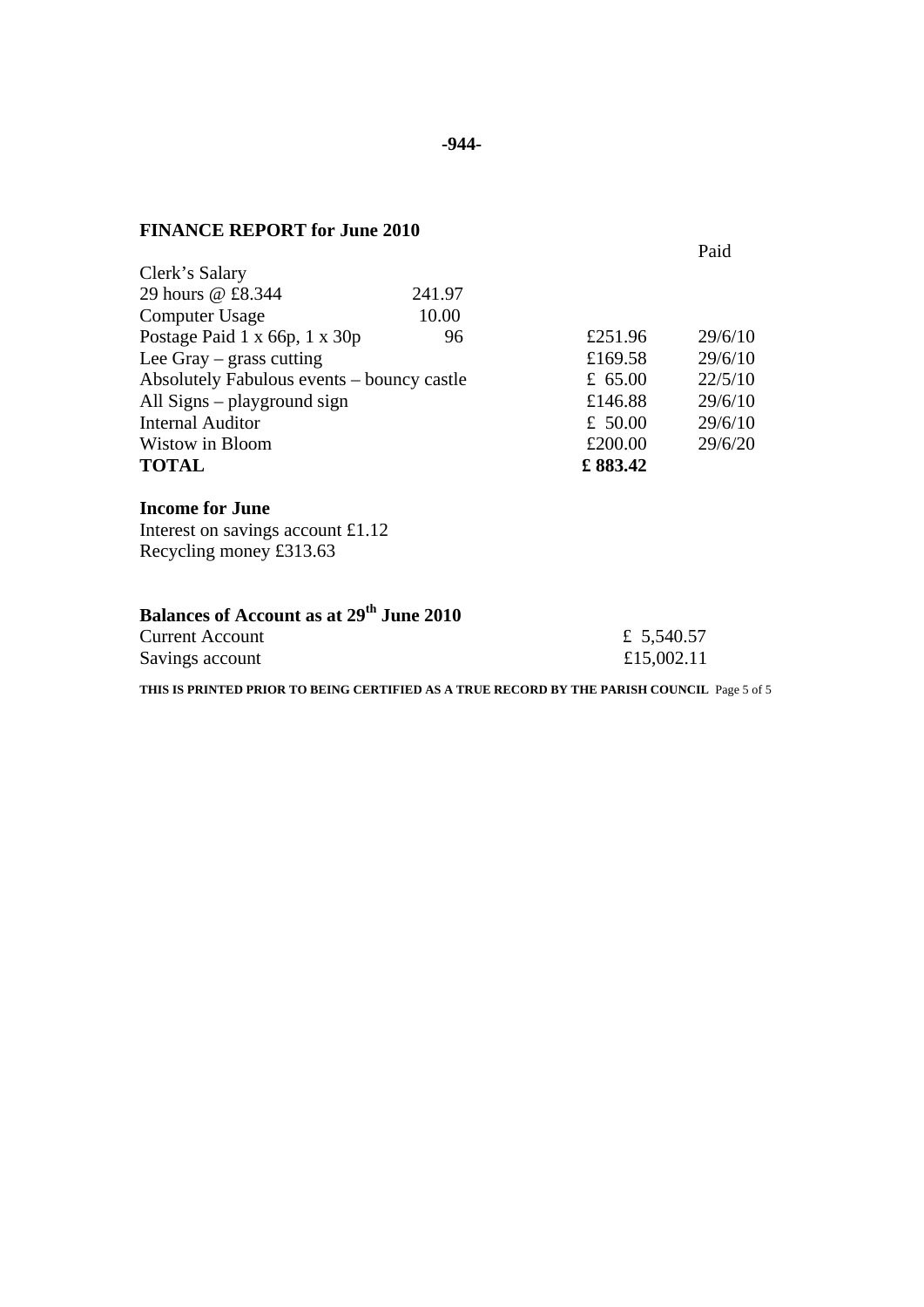-944-

## FINANCE REPORT for June 2010

| | | | Paid |
|---|---|---|---|
| Clerk's Salary | | | |
| 29 hours @ £8.344 | 241.97 | | |
| Computer Usage | 10.00 | | |
| Postage Paid 1 x 66p, 1 x 30p | 96 | £251.96 | 29/6/10 |
| Lee Gray – grass cutting | | £169.58 | 29/6/10 |
| Absolutely Fabulous events – bouncy castle | | £ 65.00 | 22/5/10 |
| All Signs – playground sign | | £146.88 | 29/6/10 |
| Internal Auditor | | £ 50.00 | 29/6/10 |
| Wistow in Bloom | | £200.00 | 29/6/20 |
| **TOTAL** | | **£ 883.42** | |

### Income for June

Interest on savings account £1.12
Recycling money £313.63

### Balances of Account as at 29th June 2010

| | |
|---|---|
| Current Account | £ 5,540.57 |
| Savings account | £15,002.11 |

**THIS IS PRINTED PRIOR TO BEING CERTIFIED AS A TRUE RECORD BY THE PARISH COUNCIL**